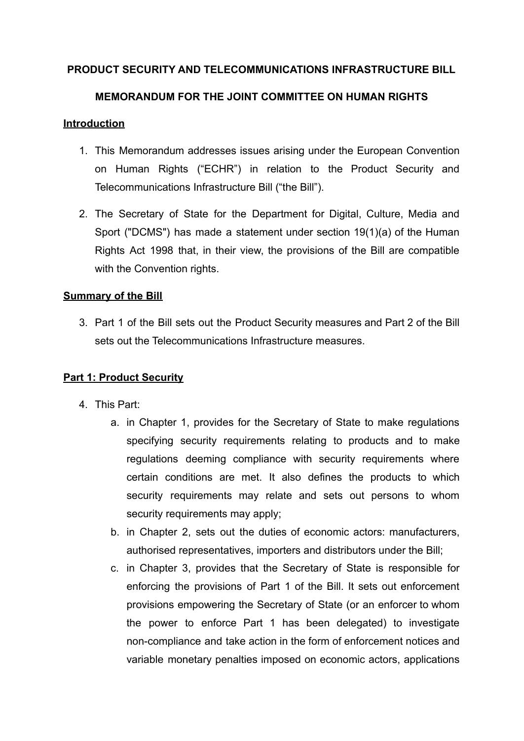# PRODUCT SECURITY AND TELECOMMUNICATIONS INFRASTRUCTURE BILL

## MEMORANDUM FOR THE JOINT COMMITTEE ON HUMAN RIGHTS

### Introduction

1. This Memorandum addresses issues arising under the European Convention on Human Rights ("ECHR") in relation to the Product Security and Telecommunications Infrastructure Bill ("the Bill").

2. The Secretary of State for the Department for Digital, Culture, Media and Sport ("DCMS") has made a statement under section 19(1)(a) of the Human Rights Act 1998 that, in their view, the provisions of the Bill are compatible with the Convention rights.

### Summary of the Bill

3. Part 1 of the Bill sets out the Product Security measures and Part 2 of the Bill sets out the Telecommunications Infrastructure measures.

### Part 1: Product Security

4. This Part:
   a. in Chapter 1, provides for the Secretary of State to make regulations specifying security requirements relating to products and to make regulations deeming compliance with security requirements where certain conditions are met. It also defines the products to which security requirements may relate and sets out persons to whom security requirements may apply;
   b. in Chapter 2, sets out the duties of economic actors: manufacturers, authorised representatives, importers and distributors under the Bill;
   c. in Chapter 3, provides that the Secretary of State is responsible for enforcing the provisions of Part 1 of the Bill. It sets out enforcement provisions empowering the Secretary of State (or an enforcer to whom the power to enforce Part 1 has been delegated) to investigate non-compliance and take action in the form of enforcement notices and variable monetary penalties imposed on economic actors, applications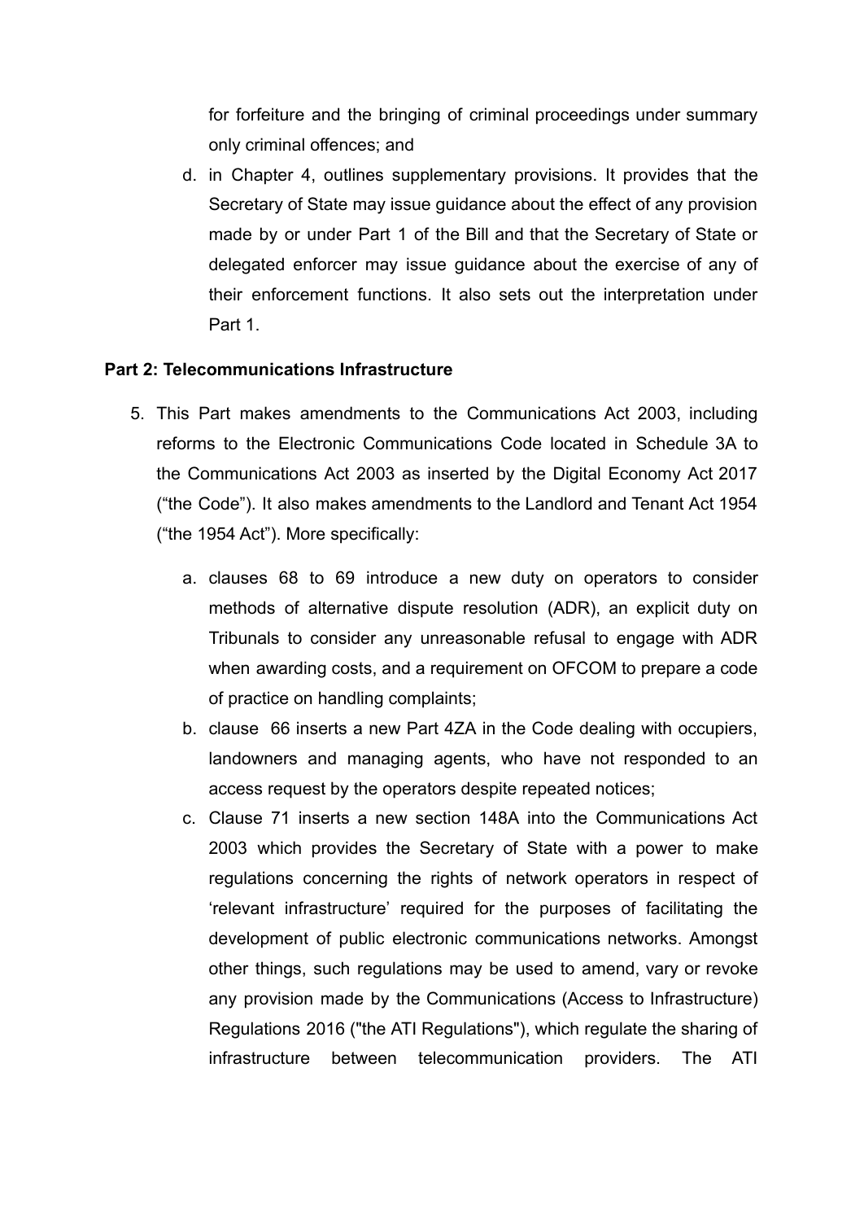for forfeiture and the bringing of criminal proceedings under summary only criminal offences; and

d. in Chapter 4, outlines supplementary provisions. It provides that the Secretary of State may issue guidance about the effect of any provision made by or under Part 1 of the Bill and that the Secretary of State or delegated enforcer may issue guidance about the exercise of any of their enforcement functions. It also sets out the interpretation under Part 1.

**Part 2: Telecommunications Infrastructure**

5. This Part makes amendments to the Communications Act 2003, including reforms to the Electronic Communications Code located in Schedule 3A to the Communications Act 2003 as inserted by the Digital Economy Act 2017 (“the Code”). It also makes amendments to the Landlord and Tenant Act 1954 (“the 1954 Act”). More specifically:

    a. clauses 68 to 69 introduce a new duty on operators to consider methods of alternative dispute resolution (ADR), an explicit duty on Tribunals to consider any unreasonable refusal to engage with ADR when awarding costs, and a requirement on OFCOM to prepare a code of practice on handling complaints;

    b. clause 66 inserts a new Part 4ZA in the Code dealing with occupiers, landowners and managing agents, who have not responded to an access request by the operators despite repeated notices;

    c. Clause 71 inserts a new section 148A into the Communications Act 2003 which provides the Secretary of State with a power to make regulations concerning the rights of network operators in respect of ‘relevant infrastructure’ required for the purposes of facilitating the development of public electronic communications networks. Amongst other things, such regulations may be used to amend, vary or revoke any provision made by the Communications (Access to Infrastructure) Regulations 2016 ("the ATI Regulations"), which regulate the sharing of infrastructure between telecommunication providers. The ATI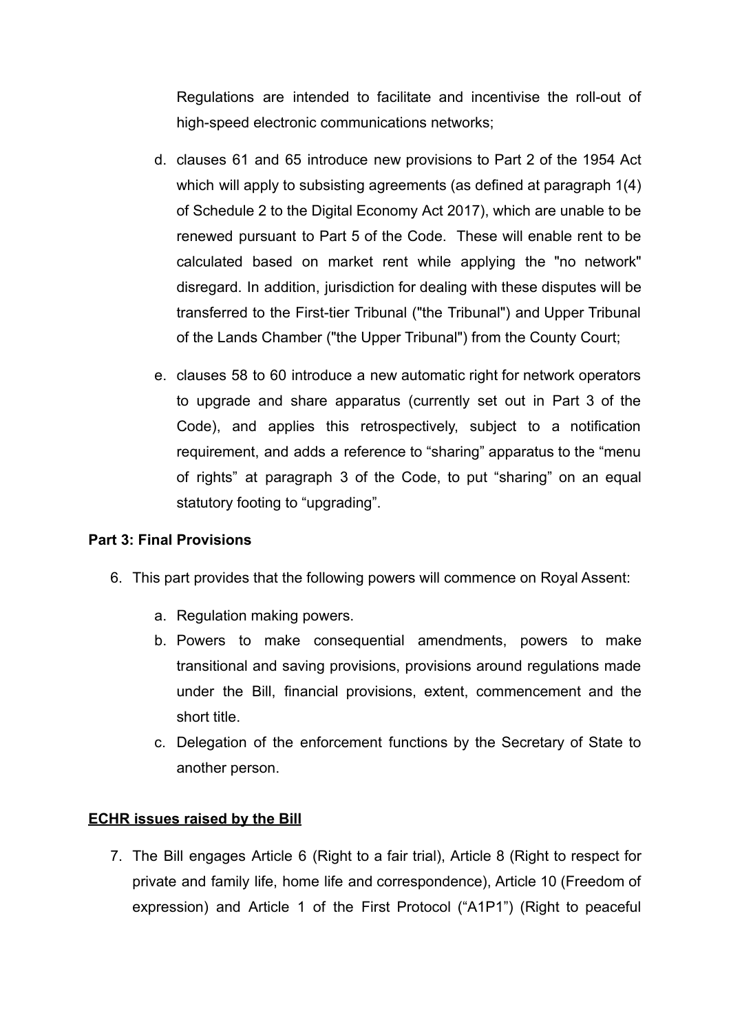Regulations are intended to facilitate and incentivise the roll-out of high-speed electronic communications networks;

d. clauses 61 and 65 introduce new provisions to Part 2 of the 1954 Act which will apply to subsisting agreements (as defined at paragraph 1(4) of Schedule 2 to the Digital Economy Act 2017), which are unable to be renewed pursuant to Part 5 of the Code. These will enable rent to be calculated based on market rent while applying the "no network" disregard. In addition, jurisdiction for dealing with these disputes will be transferred to the First-tier Tribunal ("the Tribunal") and Upper Tribunal of the Lands Chamber ("the Upper Tribunal") from the County Court;

e. clauses 58 to 60 introduce a new automatic right for network operators to upgrade and share apparatus (currently set out in Part 3 of the Code), and applies this retrospectively, subject to a notification requirement, and adds a reference to "sharing" apparatus to the "menu of rights" at paragraph 3 of the Code, to put "sharing" on an equal statutory footing to "upgrading".

**Part 3: Final Provisions**

6. This part provides that the following powers will commence on Royal Assent:

   a. Regulation making powers.
   b. Powers to make consequential amendments, powers to make transitional and saving provisions, provisions around regulations made under the Bill, financial provisions, extent, commencement and the short title.
   c. Delegation of the enforcement functions by the Secretary of State to another person.

**ECHR issues raised by the Bill**

7. The Bill engages Article 6 (Right to a fair trial), Article 8 (Right to respect for private and family life, home life and correspondence), Article 10 (Freedom of expression) and Article 1 of the First Protocol ("A1P1") (Right to peaceful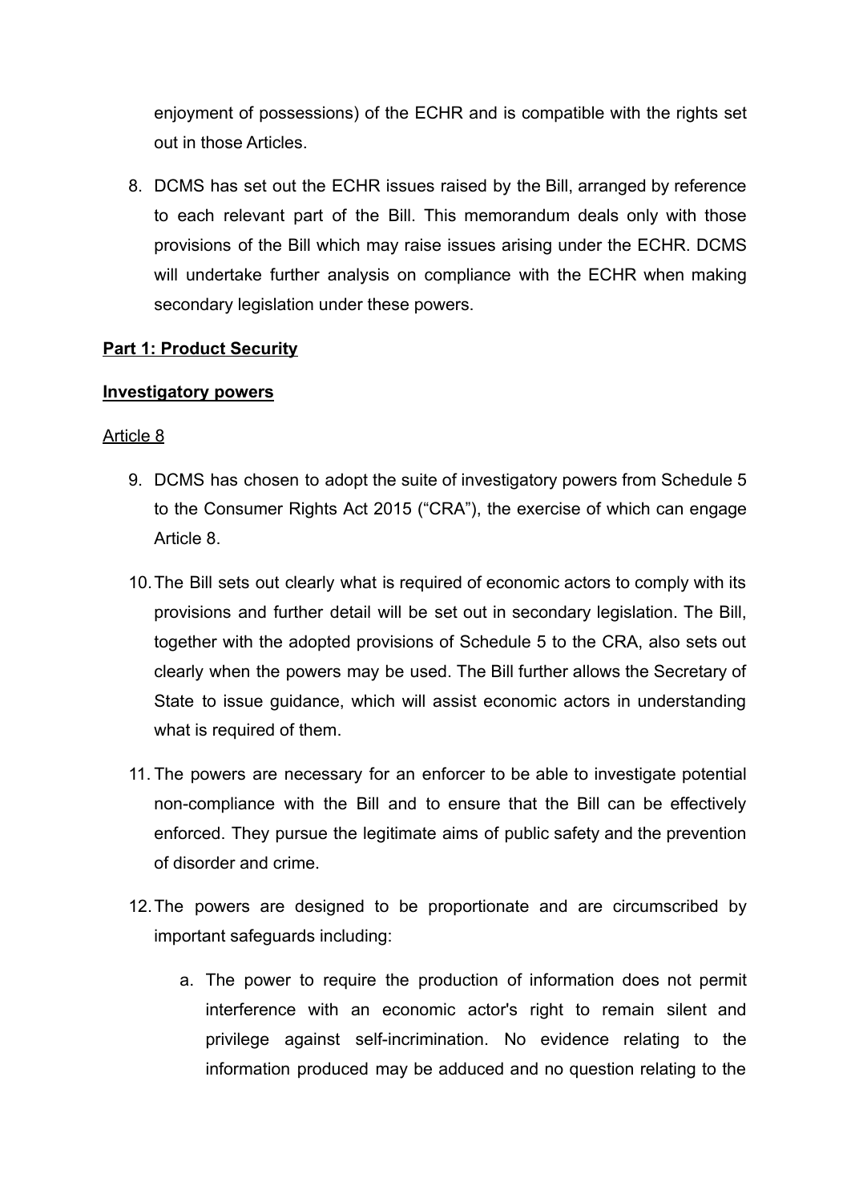enjoyment of possessions) of the ECHR and is compatible with the rights set out in those Articles.

8. DCMS has set out the ECHR issues raised by the Bill, arranged by reference to each relevant part of the Bill. This memorandum deals only with those provisions of the Bill which may raise issues arising under the ECHR. DCMS will undertake further analysis on compliance with the ECHR when making secondary legislation under these powers.

**Part 1: Product Security**

**Investigatory powers**

Article 8

9. DCMS has chosen to adopt the suite of investigatory powers from Schedule 5 to the Consumer Rights Act 2015 ("CRA"), the exercise of which can engage Article 8.

10. The Bill sets out clearly what is required of economic actors to comply with its provisions and further detail will be set out in secondary legislation. The Bill, together with the adopted provisions of Schedule 5 to the CRA, also sets out clearly when the powers may be used. The Bill further allows the Secretary of State to issue guidance, which will assist economic actors in understanding what is required of them.

11. The powers are necessary for an enforcer to be able to investigate potential non-compliance with the Bill and to ensure that the Bill can be effectively enforced. They pursue the legitimate aims of public safety and the prevention of disorder and crime.

12. The powers are designed to be proportionate and are circumscribed by important safeguards including:

    a. The power to require the production of information does not permit interference with an economic actor's right to remain silent and privilege against self-incrimination. No evidence relating to the information produced may be adduced and no question relating to the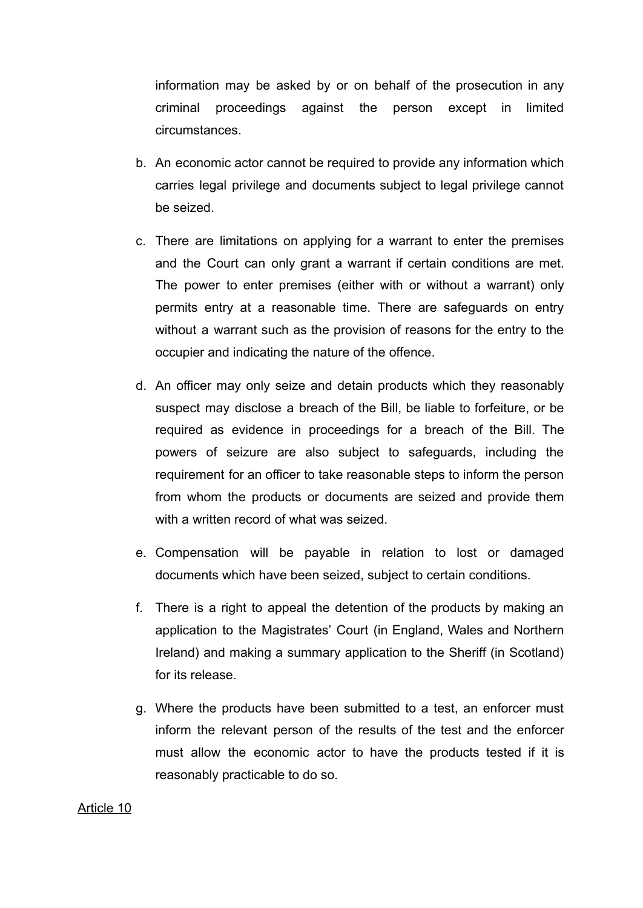information may be asked by or on behalf of the prosecution in any criminal proceedings against the person except in limited circumstances.

b. An economic actor cannot be required to provide any information which carries legal privilege and documents subject to legal privilege cannot be seized.

c. There are limitations on applying for a warrant to enter the premises and the Court can only grant a warrant if certain conditions are met. The power to enter premises (either with or without a warrant) only permits entry at a reasonable time. There are safeguards on entry without a warrant such as the provision of reasons for the entry to the occupier and indicating the nature of the offence.

d. An officer may only seize and detain products which they reasonably suspect may disclose a breach of the Bill, be liable to forfeiture, or be required as evidence in proceedings for a breach of the Bill. The powers of seizure are also subject to safeguards, including the requirement for an officer to take reasonable steps to inform the person from whom the products or documents are seized and provide them with a written record of what was seized.

e. Compensation will be payable in relation to lost or damaged documents which have been seized, subject to certain conditions.

f. There is a right to appeal the detention of the products by making an application to the Magistrates' Court (in England, Wales and Northern Ireland) and making a summary application to the Sheriff (in Scotland) for its release.

g. Where the products have been submitted to a test, an enforcer must inform the relevant person of the results of the test and the enforcer must allow the economic actor to have the products tested if it is reasonably practicable to do so.

Article 10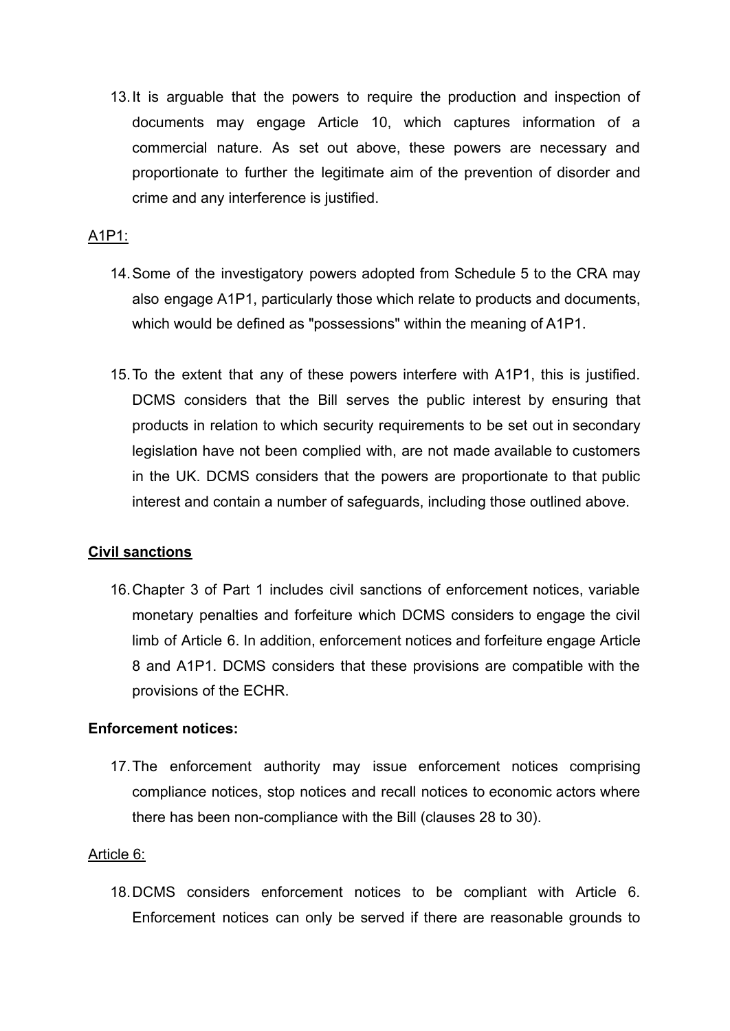13. It is arguable that the powers to require the production and inspection of documents may engage Article 10, which captures information of a commercial nature. As set out above, these powers are necessary and proportionate to further the legitimate aim of the prevention of disorder and crime and any interference is justified.

A1P1:

14. Some of the investigatory powers adopted from Schedule 5 to the CRA may also engage A1P1, particularly those which relate to products and documents, which would be defined as "possessions" within the meaning of A1P1.

15. To the extent that any of these powers interfere with A1P1, this is justified. DCMS considers that the Bill serves the public interest by ensuring that products in relation to which security requirements to be set out in secondary legislation have not been complied with, are not made available to customers in the UK. DCMS considers that the powers are proportionate to that public interest and contain a number of safeguards, including those outlined above.

**Civil sanctions**

16. Chapter 3 of Part 1 includes civil sanctions of enforcement notices, variable monetary penalties and forfeiture which DCMS considers to engage the civil limb of Article 6. In addition, enforcement notices and forfeiture engage Article 8 and A1P1. DCMS considers that these provisions are compatible with the provisions of the ECHR.

**Enforcement notices:**

17. The enforcement authority may issue enforcement notices comprising compliance notices, stop notices and recall notices to economic actors where there has been non-compliance with the Bill (clauses 28 to 30).

Article 6:

18. DCMS considers enforcement notices to be compliant with Article 6. Enforcement notices can only be served if there are reasonable grounds to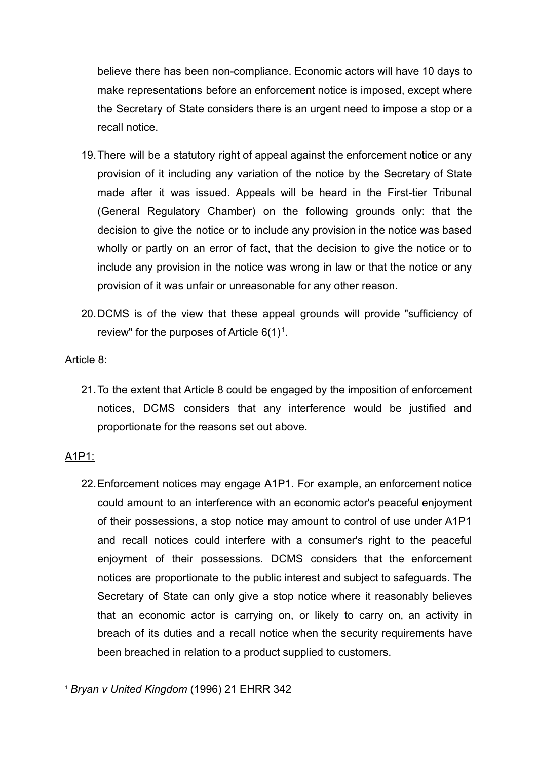believe there has been non-compliance. Economic actors will have 10 days to make representations before an enforcement notice is imposed, except where the Secretary of State considers there is an urgent need to impose a stop or a recall notice.

19. There will be a statutory right of appeal against the enforcement notice or any provision of it including any variation of the notice by the Secretary of State made after it was issued. Appeals will be heard in the First-tier Tribunal (General Regulatory Chamber) on the following grounds only: that the decision to give the notice or to include any provision in the notice was based wholly or partly on an error of fact, that the decision to give the notice or to include any provision in the notice was wrong in law or that the notice or any provision of it was unfair or unreasonable for any other reason.

20. DCMS is of the view that these appeal grounds will provide "sufficiency of review" for the purposes of Article 6(1)[1].

Article 8:

21. To the extent that Article 8 could be engaged by the imposition of enforcement notices, DCMS considers that any interference would be justified and proportionate for the reasons set out above.

A1P1:

22. Enforcement notices may engage A1P1. For example, an enforcement notice could amount to an interference with an economic actor's peaceful enjoyment of their possessions, a stop notice may amount to control of use under A1P1 and recall notices could interfere with a consumer's right to the peaceful enjoyment of their possessions. DCMS considers that the enforcement notices are proportionate to the public interest and subject to safeguards. The Secretary of State can only give a stop notice where it reasonably believes that an economic actor is carrying on, or likely to carry on, an activity in breach of its duties and a recall notice when the security requirements have been breached in relation to a product supplied to customers.

[1] *Bryan v United Kingdom* (1996) 21 EHRR 342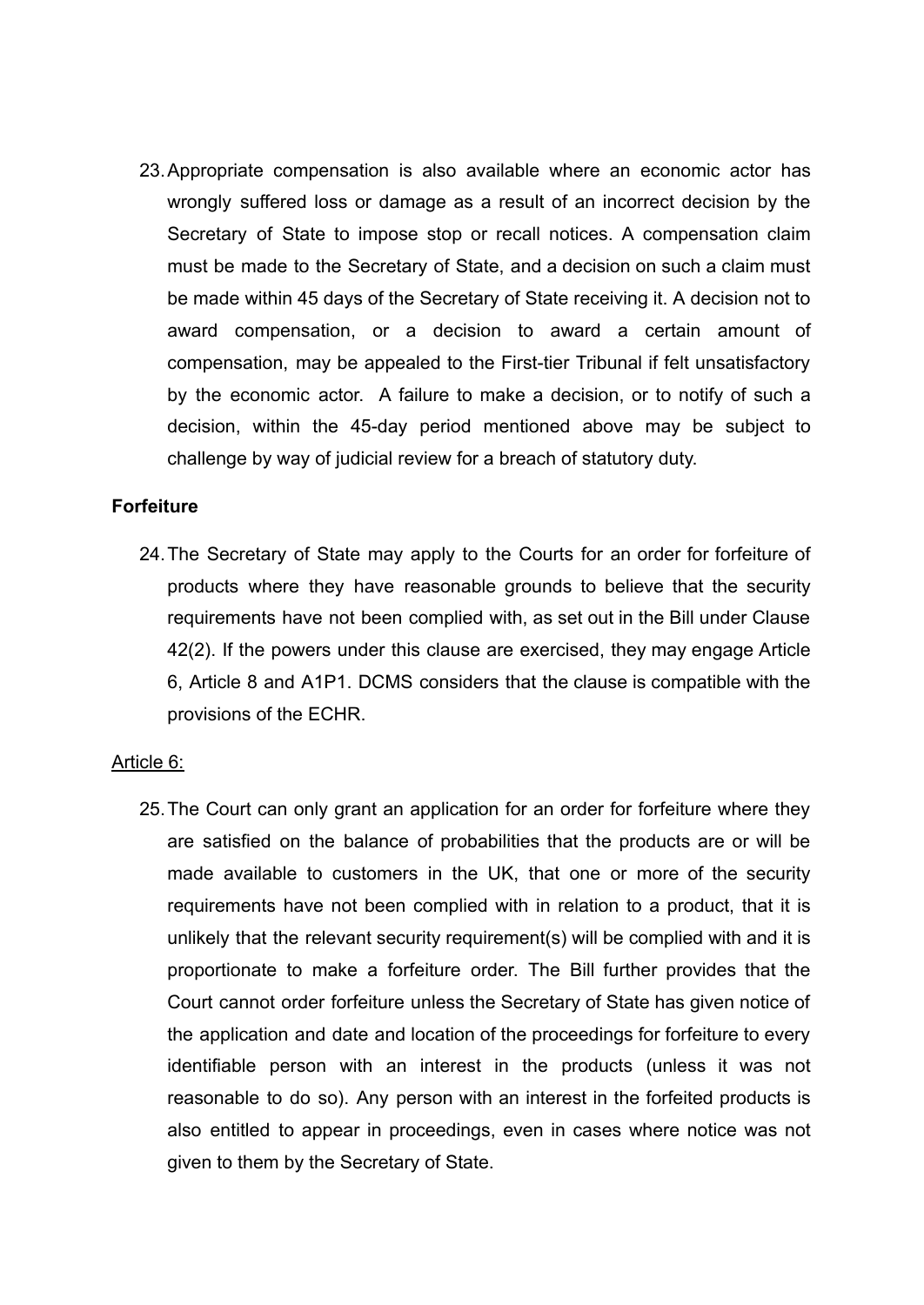23. Appropriate compensation is also available where an economic actor has wrongly suffered loss or damage as a result of an incorrect decision by the Secretary of State to impose stop or recall notices. A compensation claim must be made to the Secretary of State, and a decision on such a claim must be made within 45 days of the Secretary of State receiving it. A decision not to award compensation, or a decision to award a certain amount of compensation, may be appealed to the First-tier Tribunal if felt unsatisfactory by the economic actor. A failure to make a decision, or to notify of such a decision, within the 45-day period mentioned above may be subject to challenge by way of judicial review for a breach of statutory duty.

**Forfeiture**

24. The Secretary of State may apply to the Courts for an order for forfeiture of products where they have reasonable grounds to believe that the security requirements have not been complied with, as set out in the Bill under Clause 42(2). If the powers under this clause are exercised, they may engage Article 6, Article 8 and A1P1. DCMS considers that the clause is compatible with the provisions of the ECHR.

<u>Article 6:</u>

25. The Court can only grant an application for an order for forfeiture where they are satisfied on the balance of probabilities that the products are or will be made available to customers in the UK, that one or more of the security requirements have not been complied with in relation to a product, that it is unlikely that the relevant security requirement(s) will be complied with and it is proportionate to make a forfeiture order. The Bill further provides that the Court cannot order forfeiture unless the Secretary of State has given notice of the application and date and location of the proceedings for forfeiture to every identifiable person with an interest in the products (unless it was not reasonable to do so). Any person with an interest in the forfeited products is also entitled to appear in proceedings, even in cases where notice was not given to them by the Secretary of State.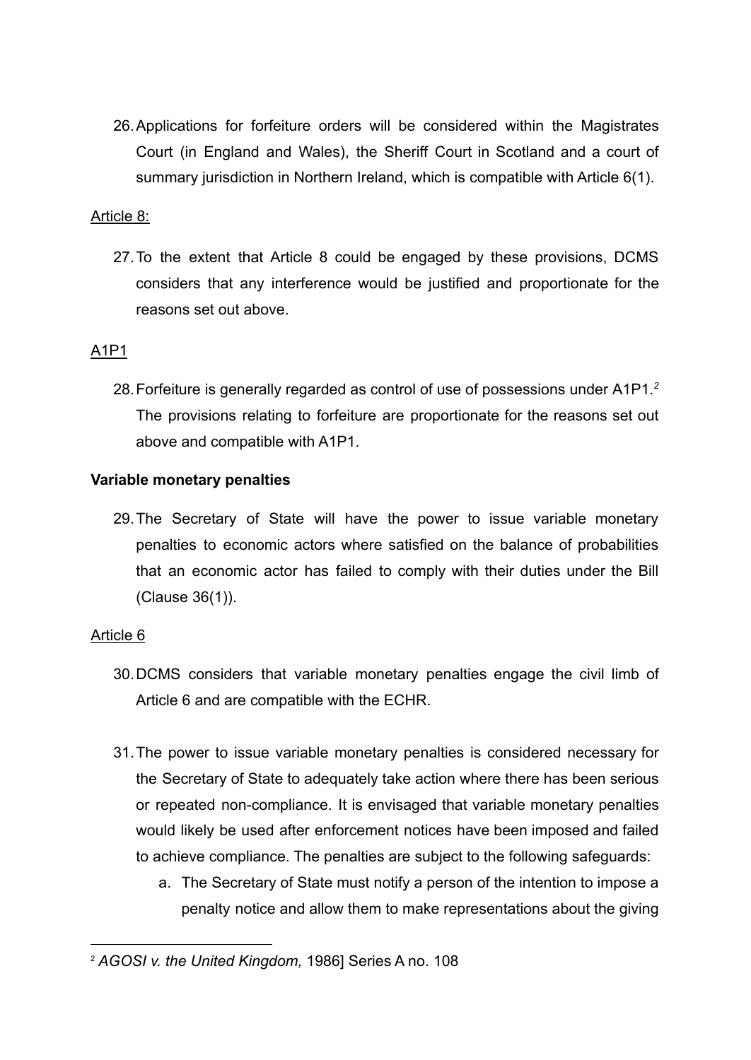26. Applications for forfeiture orders will be considered within the Magistrates Court (in England and Wales), the Sheriff Court in Scotland and a court of summary jurisdiction in Northern Ireland, which is compatible with Article 6(1).

<u>Article 8:</u>

27. To the extent that Article 8 could be engaged by these provisions, DCMS considers that any interference would be justified and proportionate for the reasons set out above.

<u>A1P1</u>

28. Forfeiture is generally regarded as control of use of possessions under A1P1.[2] The provisions relating to forfeiture are proportionate for the reasons set out above and compatible with A1P1.

**Variable monetary penalties**

29. The Secretary of State will have the power to issue variable monetary penalties to economic actors where satisfied on the balance of probabilities that an economic actor has failed to comply with their duties under the Bill (Clause 36(1)).

<u>Article 6</u>

30. DCMS considers that variable monetary penalties engage the civil limb of Article 6 and are compatible with the ECHR.

31. The power to issue variable monetary penalties is considered necessary for the Secretary of State to adequately take action where there has been serious or repeated non-compliance. It is envisaged that variable monetary penalties would likely be used after enforcement notices have been imposed and failed to achieve compliance. The penalties are subject to the following safeguards:
    a. The Secretary of State must notify a person of the intention to impose a penalty notice and allow them to make representations about the giving

---

[2] *AGOSI v. the United Kingdom,* 1986] Series A no. 108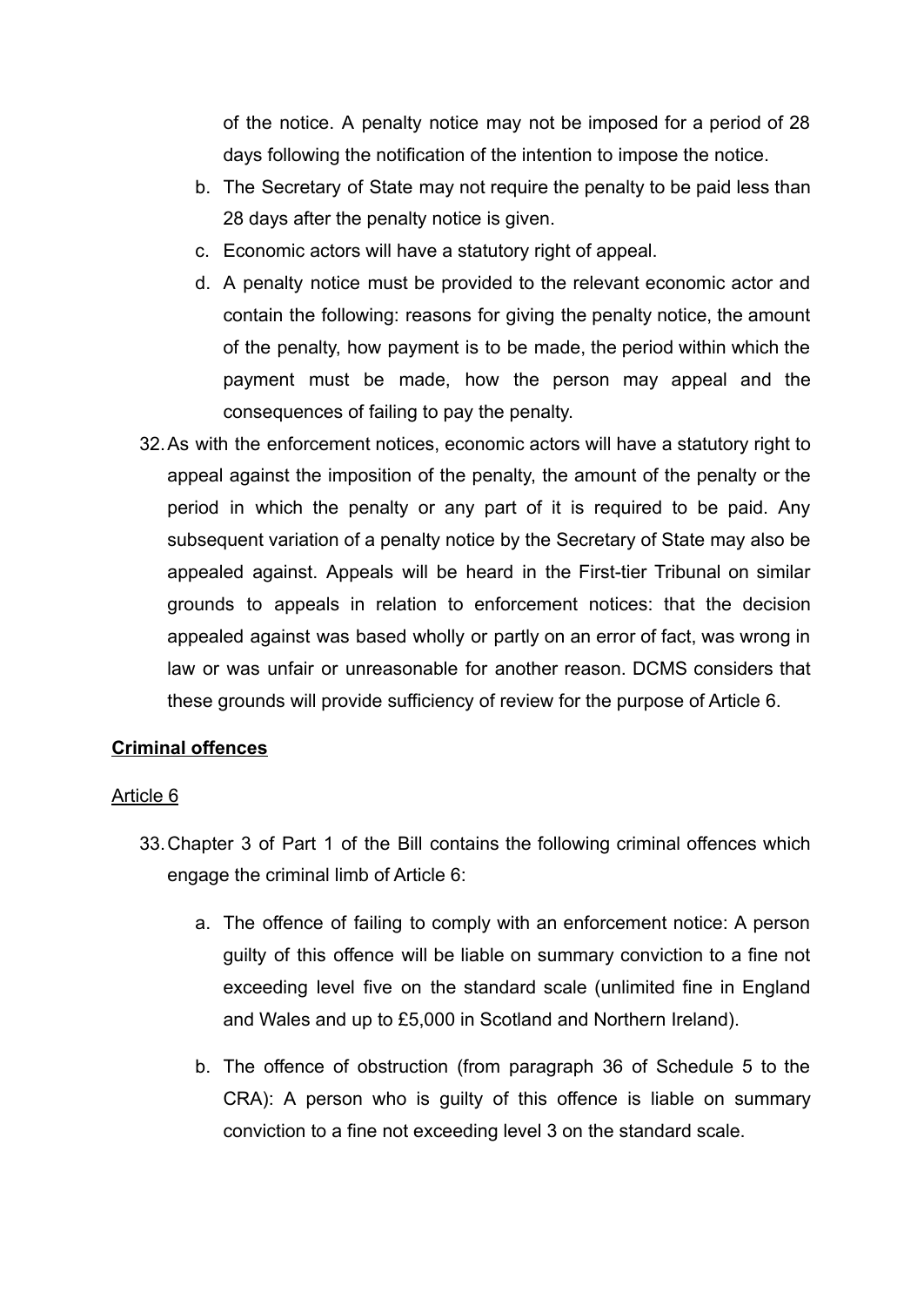of the notice. A penalty notice may not be imposed for a period of 28 days following the notification of the intention to impose the notice.

b. The Secretary of State may not require the penalty to be paid less than 28 days after the penalty notice is given.

c. Economic actors will have a statutory right of appeal.

d. A penalty notice must be provided to the relevant economic actor and contain the following: reasons for giving the penalty notice, the amount of the penalty, how payment is to be made, the period within which the payment must be made, how the person may appeal and the consequences of failing to pay the penalty.

32. As with the enforcement notices, economic actors will have a statutory right to appeal against the imposition of the penalty, the amount of the penalty or the period in which the penalty or any part of it is required to be paid. Any subsequent variation of a penalty notice by the Secretary of State may also be appealed against. Appeals will be heard in the First-tier Tribunal on similar grounds to appeals in relation to enforcement notices: that the decision appealed against was based wholly or partly on an error of fact, was wrong in law or was unfair or unreasonable for another reason. DCMS considers that these grounds will provide sufficiency of review for the purpose of Article 6.

## Criminal offences

### Article 6

33. Chapter 3 of Part 1 of the Bill contains the following criminal offences which engage the criminal limb of Article 6:

   a. The offence of failing to comply with an enforcement notice: A person guilty of this offence will be liable on summary conviction to a fine not exceeding level five on the standard scale (unlimited fine in England and Wales and up to £5,000 in Scotland and Northern Ireland).

   b. The offence of obstruction (from paragraph 36 of Schedule 5 to the CRA): A person who is guilty of this offence is liable on summary conviction to a fine not exceeding level 3 on the standard scale.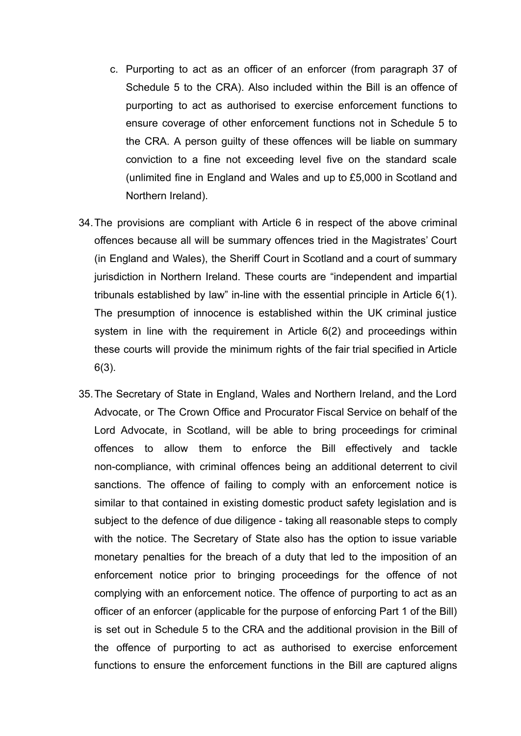c. Purporting to act as an officer of an enforcer (from paragraph 37 of Schedule 5 to the CRA). Also included within the Bill is an offence of purporting to act as authorised to exercise enforcement functions to ensure coverage of other enforcement functions not in Schedule 5 to the CRA. A person guilty of these offences will be liable on summary conviction to a fine not exceeding level five on the standard scale (unlimited fine in England and Wales and up to £5,000 in Scotland and Northern Ireland).

34. The provisions are compliant with Article 6 in respect of the above criminal offences because all will be summary offences tried in the Magistrates' Court (in England and Wales), the Sheriff Court in Scotland and a court of summary jurisdiction in Northern Ireland. These courts are "independent and impartial tribunals established by law" in-line with the essential principle in Article 6(1). The presumption of innocence is established within the UK criminal justice system in line with the requirement in Article 6(2) and proceedings within these courts will provide the minimum rights of the fair trial specified in Article 6(3).

35. The Secretary of State in England, Wales and Northern Ireland, and the Lord Advocate, or The Crown Office and Procurator Fiscal Service on behalf of the Lord Advocate, in Scotland, will be able to bring proceedings for criminal offences to allow them to enforce the Bill effectively and tackle non-compliance, with criminal offences being an additional deterrent to civil sanctions. The offence of failing to comply with an enforcement notice is similar to that contained in existing domestic product safety legislation and is subject to the defence of due diligence - taking all reasonable steps to comply with the notice. The Secretary of State also has the option to issue variable monetary penalties for the breach of a duty that led to the imposition of an enforcement notice prior to bringing proceedings for the offence of not complying with an enforcement notice. The offence of purporting to act as an officer of an enforcer (applicable for the purpose of enforcing Part 1 of the Bill) is set out in Schedule 5 to the CRA and the additional provision in the Bill of the offence of purporting to act as authorised to exercise enforcement functions to ensure the enforcement functions in the Bill are captured aligns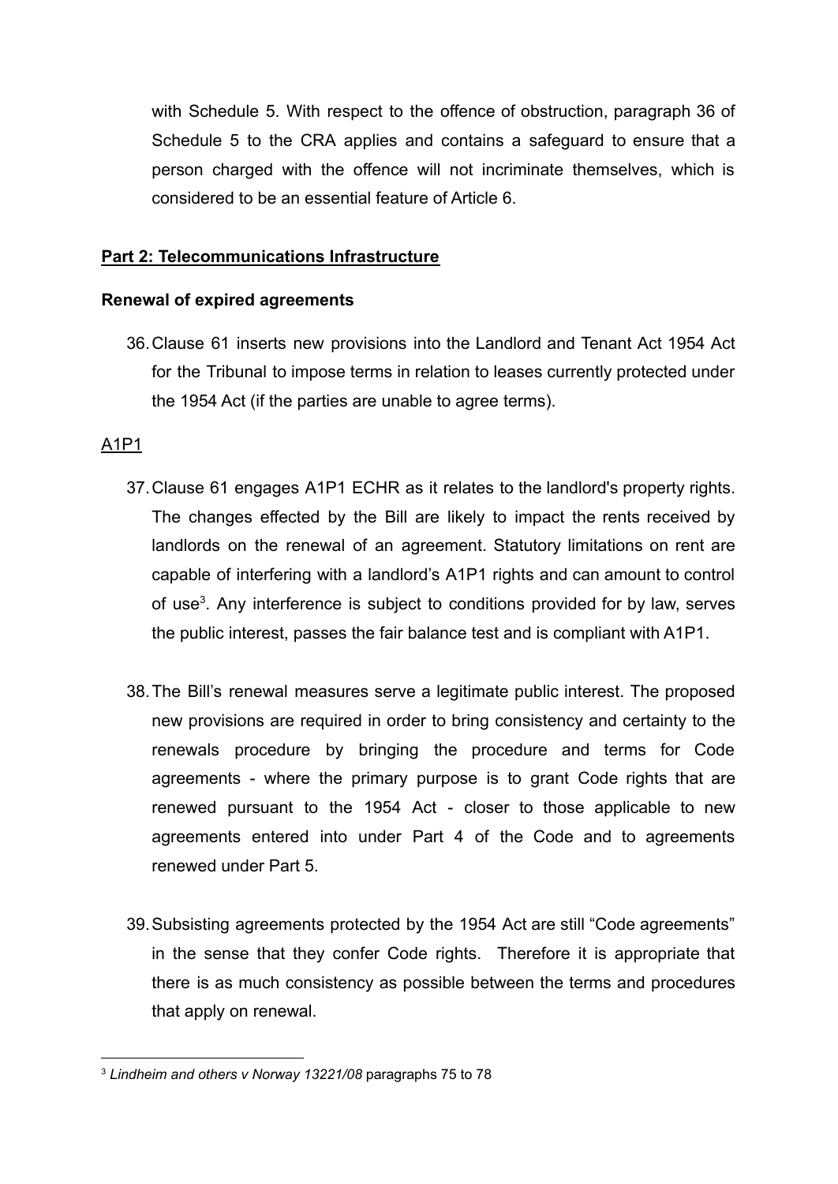with Schedule 5. With respect to the offence of obstruction, paragraph 36 of Schedule 5 to the CRA applies and contains a safeguard to ensure that a person charged with the offence will not incriminate themselves, which is considered to be an essential feature of Article 6.

## Part 2: Telecommunications Infrastructure

### Renewal of expired agreements

36. Clause 61 inserts new provisions into the Landlord and Tenant Act 1954 Act for the Tribunal to impose terms in relation to leases currently protected under the 1954 Act (if the parties are unable to agree terms).

A1P1

37. Clause 61 engages A1P1 ECHR as it relates to the landlord's property rights. The changes effected by the Bill are likely to impact the rents received by landlords on the renewal of an agreement. Statutory limitations on rent are capable of interfering with a landlord's A1P1 rights and can amount to control of use[3]. Any interference is subject to conditions provided for by law, serves the public interest, passes the fair balance test and is compliant with A1P1.

38. The Bill's renewal measures serve a legitimate public interest. The proposed new provisions are required in order to bring consistency and certainty to the renewals procedure by bringing the procedure and terms for Code agreements - where the primary purpose is to grant Code rights that are renewed pursuant to the 1954 Act - closer to those applicable to new agreements entered into under Part 4 of the Code and to agreements renewed under Part 5.

39. Subsisting agreements protected by the 1954 Act are still "Code agreements" in the sense that they confer Code rights. Therefore it is appropriate that there is as much consistency as possible between the terms and procedures that apply on renewal.

---

[3] *Lindheim and others v Norway 13221/08* paragraphs 75 to 78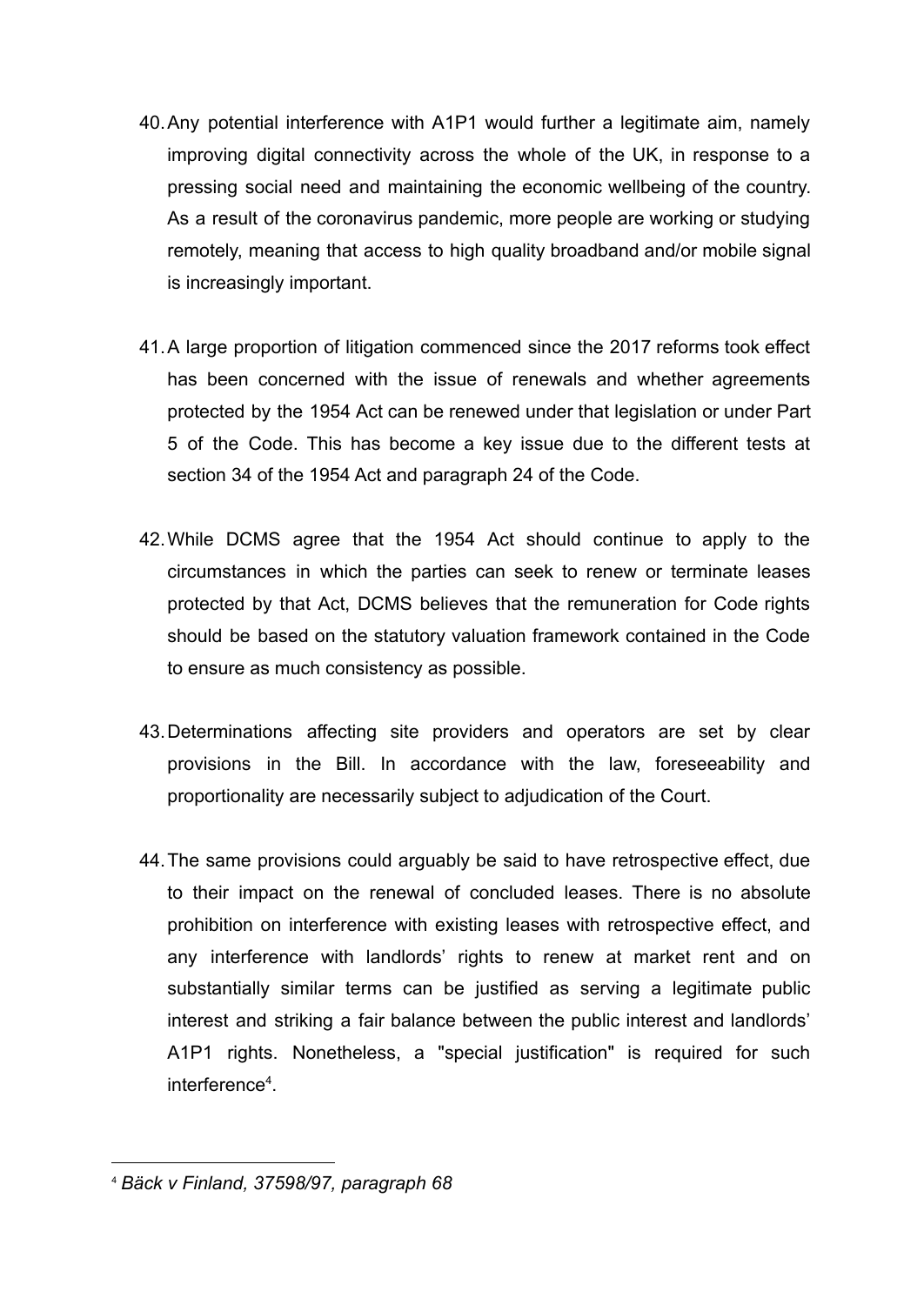40. Any potential interference with A1P1 would further a legitimate aim, namely improving digital connectivity across the whole of the UK, in response to a pressing social need and maintaining the economic wellbeing of the country. As a result of the coronavirus pandemic, more people are working or studying remotely, meaning that access to high quality broadband and/or mobile signal is increasingly important.

41. A large proportion of litigation commenced since the 2017 reforms took effect has been concerned with the issue of renewals and whether agreements protected by the 1954 Act can be renewed under that legislation or under Part 5 of the Code. This has become a key issue due to the different tests at section 34 of the 1954 Act and paragraph 24 of the Code.

42. While DCMS agree that the 1954 Act should continue to apply to the circumstances in which the parties can seek to renew or terminate leases protected by that Act, DCMS believes that the remuneration for Code rights should be based on the statutory valuation framework contained in the Code to ensure as much consistency as possible.

43. Determinations affecting site providers and operators are set by clear provisions in the Bill. In accordance with the law, foreseeability and proportionality are necessarily subject to adjudication of the Court.

44. The same provisions could arguably be said to have retrospective effect, due to their impact on the renewal of concluded leases. There is no absolute prohibition on interference with existing leases with retrospective effect, and any interference with landlords' rights to renew at market rent and on substantially similar terms can be justified as serving a legitimate public interest and striking a fair balance between the public interest and landlords' A1P1 rights. Nonetheless, a "special justification" is required for such interference[4].

---

[4] *Bäck v Finland, 37598/97, paragraph 68*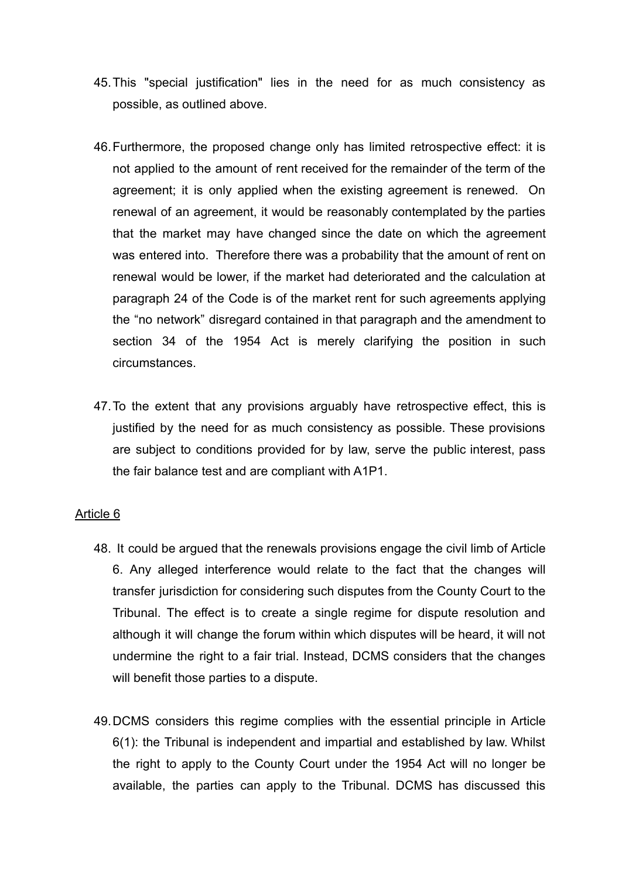45. This "special justification" lies in the need for as much consistency as possible, as outlined above.

46. Furthermore, the proposed change only has limited retrospective effect: it is not applied to the amount of rent received for the remainder of the term of the agreement; it is only applied when the existing agreement is renewed. On renewal of an agreement, it would be reasonably contemplated by the parties that the market may have changed since the date on which the agreement was entered into. Therefore there was a probability that the amount of rent on renewal would be lower, if the market had deteriorated and the calculation at paragraph 24 of the Code is of the market rent for such agreements applying the "no network" disregard contained in that paragraph and the amendment to section 34 of the 1954 Act is merely clarifying the position in such circumstances.

47. To the extent that any provisions arguably have retrospective effect, this is justified by the need for as much consistency as possible. These provisions are subject to conditions provided for by law, serve the public interest, pass the fair balance test and are compliant with A1P1.

<u>Article 6</u>

48. It could be argued that the renewals provisions engage the civil limb of Article 6. Any alleged interference would relate to the fact that the changes will transfer jurisdiction for considering such disputes from the County Court to the Tribunal. The effect is to create a single regime for dispute resolution and although it will change the forum within which disputes will be heard, it will not undermine the right to a fair trial. Instead, DCMS considers that the changes will benefit those parties to a dispute.

49. DCMS considers this regime complies with the essential principle in Article 6(1): the Tribunal is independent and impartial and established by law. Whilst the right to apply to the County Court under the 1954 Act will no longer be available, the parties can apply to the Tribunal. DCMS has discussed this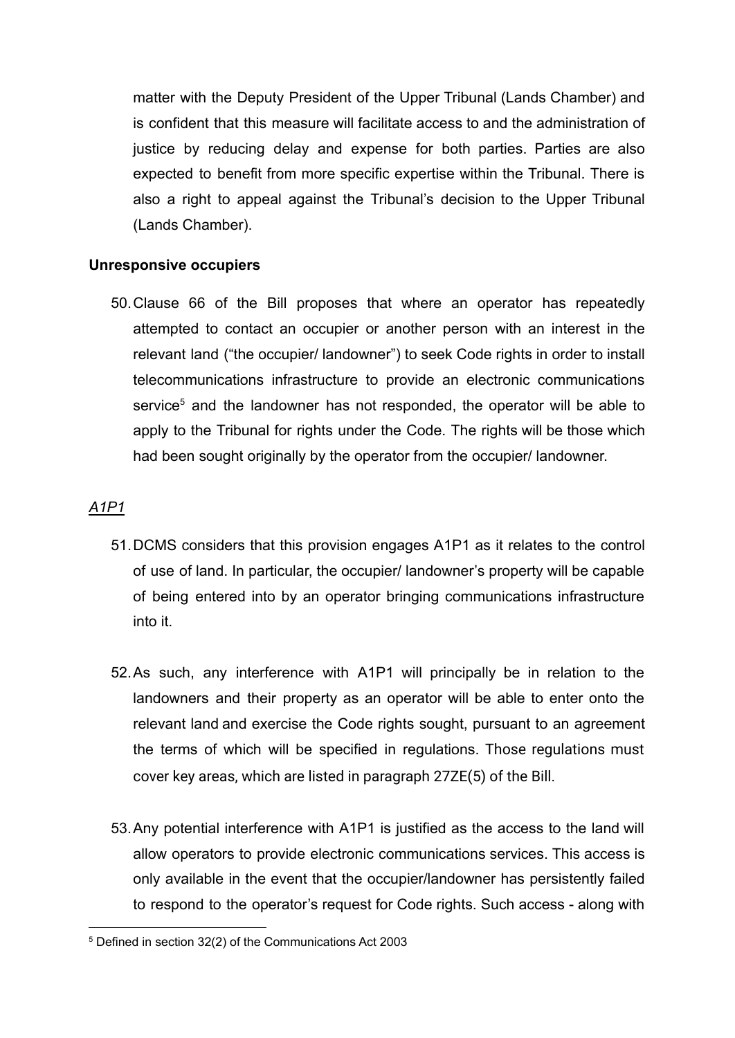matter with the Deputy President of the Upper Tribunal (Lands Chamber) and is confident that this measure will facilitate access to and the administration of justice by reducing delay and expense for both parties. Parties are also expected to benefit from more specific expertise within the Tribunal. There is also a right to appeal against the Tribunal's decision to the Upper Tribunal (Lands Chamber).

**Unresponsive occupiers**

50. Clause 66 of the Bill proposes that where an operator has repeatedly attempted to contact an occupier or another person with an interest in the relevant land ("the occupier/ landowner") to seek Code rights in order to install telecommunications infrastructure to provide an electronic communications service[5] and the landowner has not responded, the operator will be able to apply to the Tribunal for rights under the Code. The rights will be those which had been sought originally by the operator from the occupier/ landowner.

_A1P1_

51. DCMS considers that this provision engages A1P1 as it relates to the control of use of land. In particular, the occupier/ landowner's property will be capable of being entered into by an operator bringing communications infrastructure into it.

52. As such, any interference with A1P1 will principally be in relation to the landowners and their property as an operator will be able to enter onto the relevant land and exercise the Code rights sought, pursuant to an agreement the terms of which will be specified in regulations. Those regulations must cover key areas, which are listed in paragraph 27ZE(5) of the Bill.

53. Any potential interference with A1P1 is justified as the access to the land will allow operators to provide electronic communications services. This access is only available in the event that the occupier/landowner has persistently failed to respond to the operator's request for Code rights. Such access - along with

[5] Defined in section 32(2) of the Communications Act 2003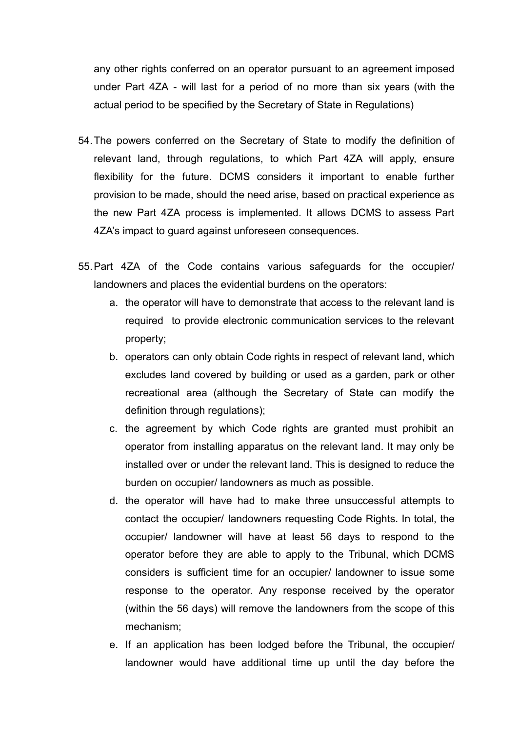any other rights conferred on an operator pursuant to an agreement imposed under Part 4ZA - will last for a period of no more than six years (with the actual period to be specified by the Secretary of State in Regulations)

54. The powers conferred on the Secretary of State to modify the definition of relevant land, through regulations, to which Part 4ZA will apply, ensure flexibility for the future. DCMS considers it important to enable further provision to be made, should the need arise, based on practical experience as the new Part 4ZA process is implemented. It allows DCMS to assess Part 4ZA's impact to guard against unforeseen consequences.

55. Part 4ZA of the Code contains various safeguards for the occupier/ landowners and places the evidential burdens on the operators:
    a. the operator will have to demonstrate that access to the relevant land is required to provide electronic communication services to the relevant property;
    b. operators can only obtain Code rights in respect of relevant land, which excludes land covered by building or used as a garden, park or other recreational area (although the Secretary of State can modify the definition through regulations);
    c. the agreement by which Code rights are granted must prohibit an operator from installing apparatus on the relevant land. It may only be installed over or under the relevant land. This is designed to reduce the burden on occupier/ landowners as much as possible.
    d. the operator will have had to make three unsuccessful attempts to contact the occupier/ landowners requesting Code Rights. In total, the occupier/ landowner will have at least 56 days to respond to the operator before they are able to apply to the Tribunal, which DCMS considers is sufficient time for an occupier/ landowner to issue some response to the operator. Any response received by the operator (within the 56 days) will remove the landowners from the scope of this mechanism;
    e. If an application has been lodged before the Tribunal, the occupier/ landowner would have additional time up until the day before the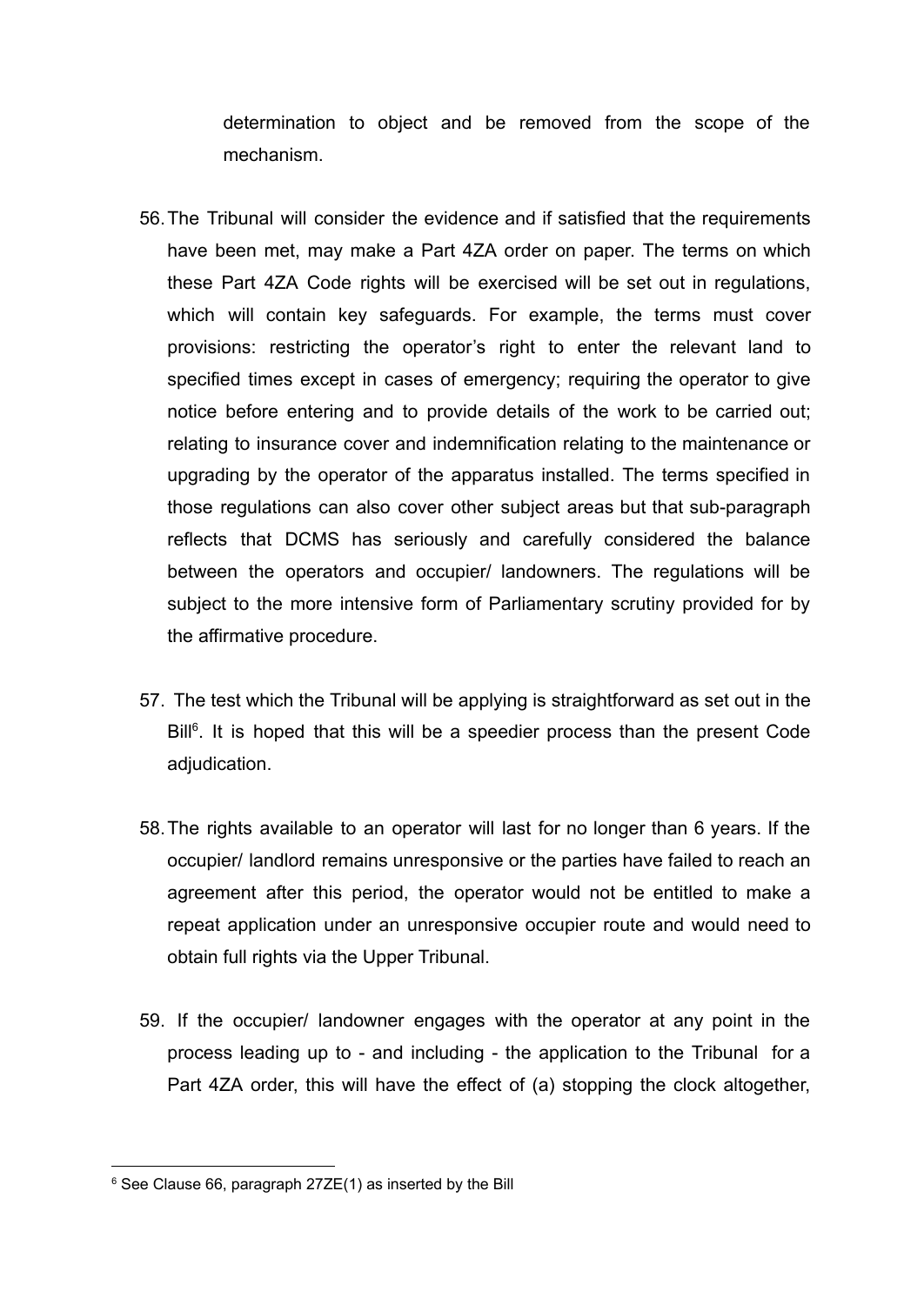determination to object and be removed from the scope of the mechanism.

56. The Tribunal will consider the evidence and if satisfied that the requirements have been met, may make a Part 4ZA order on paper. The terms on which these Part 4ZA Code rights will be exercised will be set out in regulations, which will contain key safeguards. For example, the terms must cover provisions: restricting the operator's right to enter the relevant land to specified times except in cases of emergency; requiring the operator to give notice before entering and to provide details of the work to be carried out; relating to insurance cover and indemnification relating to the maintenance or upgrading by the operator of the apparatus installed. The terms specified in those regulations can also cover other subject areas but that sub-paragraph reflects that DCMS has seriously and carefully considered the balance between the operators and occupier/ landowners. The regulations will be subject to the more intensive form of Parliamentary scrutiny provided for by the affirmative procedure.

57. The test which the Tribunal will be applying is straightforward as set out in the Bill[6]. It is hoped that this will be a speedier process than the present Code adjudication.

58. The rights available to an operator will last for no longer than 6 years. If the occupier/ landlord remains unresponsive or the parties have failed to reach an agreement after this period, the operator would not be entitled to make a repeat application under an unresponsive occupier route and would need to obtain full rights via the Upper Tribunal.

59. If the occupier/ landowner engages with the operator at any point in the process leading up to - and including - the application to the Tribunal for a Part 4ZA order, this will have the effect of (a) stopping the clock altogether,

[6] See Clause 66, paragraph 27ZE(1) as inserted by the Bill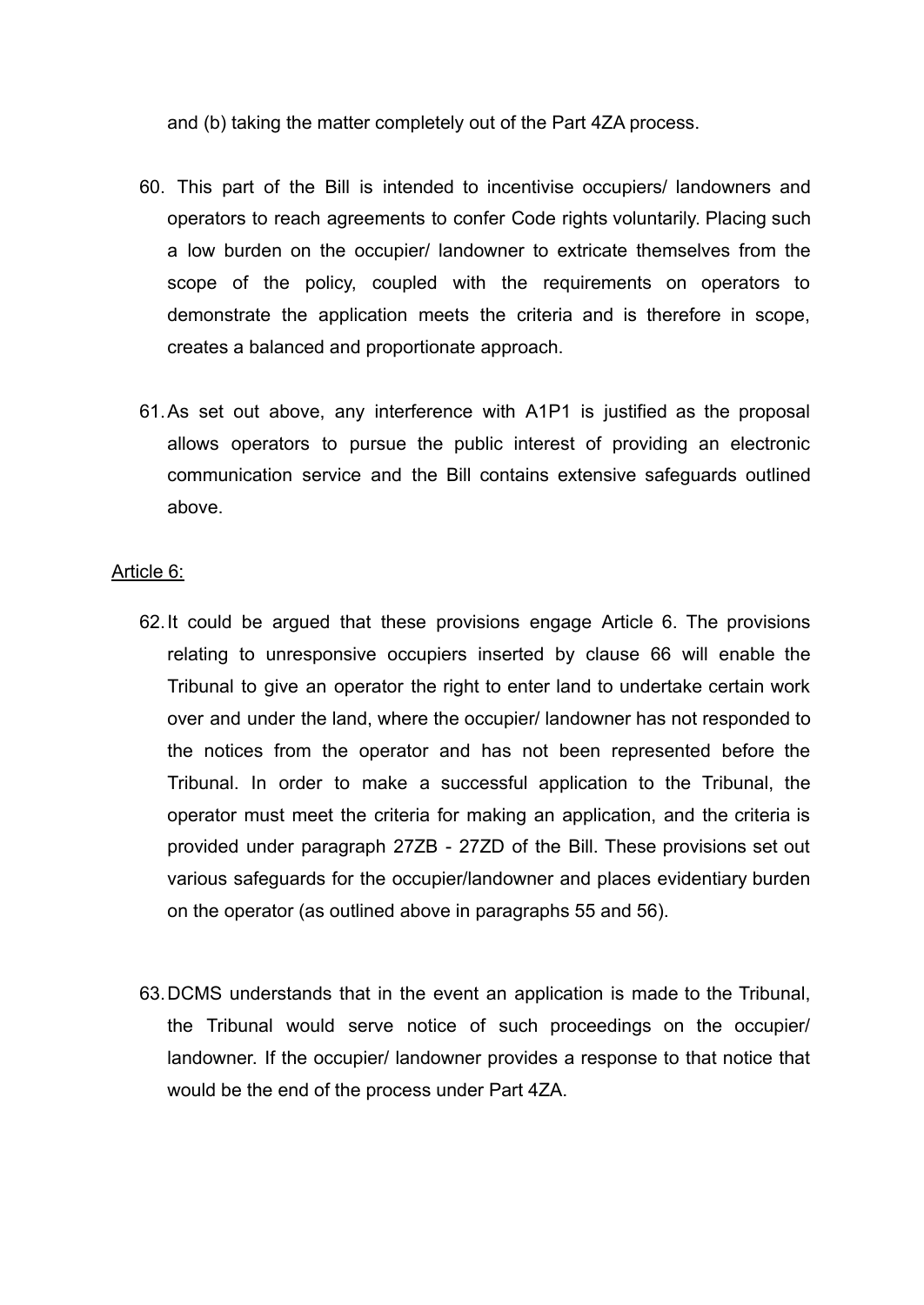and (b) taking the matter completely out of the Part 4ZA process.

60. This part of the Bill is intended to incentivise occupiers/ landowners and operators to reach agreements to confer Code rights voluntarily. Placing such a low burden on the occupier/ landowner to extricate themselves from the scope of the policy, coupled with the requirements on operators to demonstrate the application meets the criteria and is therefore in scope, creates a balanced and proportionate approach.

61. As set out above, any interference with A1P1 is justified as the proposal allows operators to pursue the public interest of providing an electronic communication service and the Bill contains extensive safeguards outlined above.

Article 6:

62. It could be argued that these provisions engage Article 6. The provisions relating to unresponsive occupiers inserted by clause 66 will enable the Tribunal to give an operator the right to enter land to undertake certain work over and under the land, where the occupier/ landowner has not responded to the notices from the operator and has not been represented before the Tribunal. In order to make a successful application to the Tribunal, the operator must meet the criteria for making an application, and the criteria is provided under paragraph 27ZB - 27ZD of the Bill. These provisions set out various safeguards for the occupier/landowner and places evidentiary burden on the operator (as outlined above in paragraphs 55 and 56).

63. DCMS understands that in the event an application is made to the Tribunal, the Tribunal would serve notice of such proceedings on the occupier/ landowner. If the occupier/ landowner provides a response to that notice that would be the end of the process under Part 4ZA.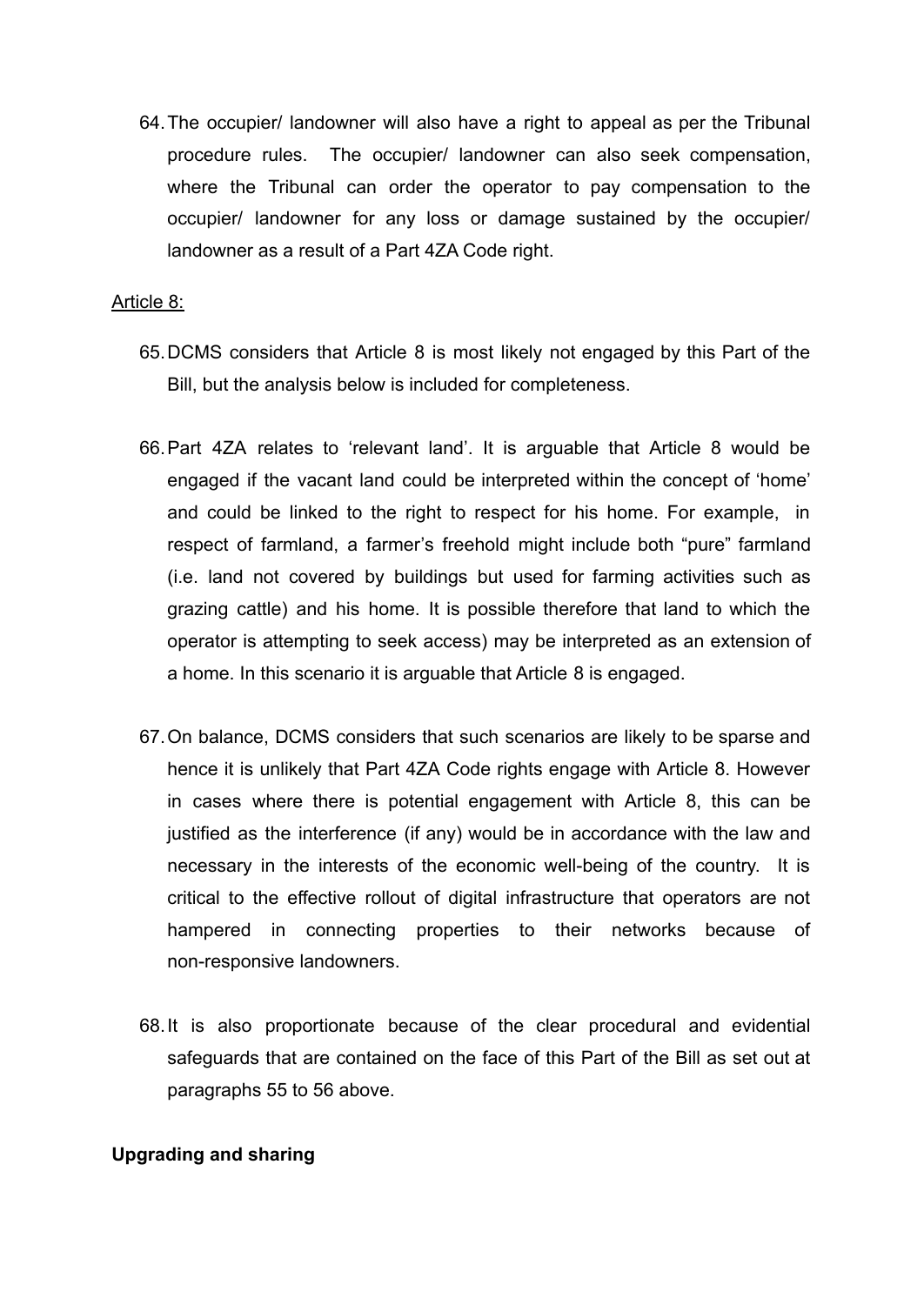64. The occupier/ landowner will also have a right to appeal as per the Tribunal procedure rules. The occupier/ landowner can also seek compensation, where the Tribunal can order the operator to pay compensation to the occupier/ landowner for any loss or damage sustained by the occupier/ landowner as a result of a Part 4ZA Code right.

Article 8:

65. DCMS considers that Article 8 is most likely not engaged by this Part of the Bill, but the analysis below is included for completeness.

66. Part 4ZA relates to 'relevant land'. It is arguable that Article 8 would be engaged if the vacant land could be interpreted within the concept of 'home' and could be linked to the right to respect for his home. For example, in respect of farmland, a farmer's freehold might include both "pure" farmland (i.e. land not covered by buildings but used for farming activities such as grazing cattle) and his home. It is possible therefore that land to which the operator is attempting to seek access) may be interpreted as an extension of a home. In this scenario it is arguable that Article 8 is engaged.

67. On balance, DCMS considers that such scenarios are likely to be sparse and hence it is unlikely that Part 4ZA Code rights engage with Article 8. However in cases where there is potential engagement with Article 8, this can be justified as the interference (if any) would be in accordance with the law and necessary in the interests of the economic well-being of the country. It is critical to the effective rollout of digital infrastructure that operators are not hampered in connecting properties to their networks because of non-responsive landowners.

68. It is also proportionate because of the clear procedural and evidential safeguards that are contained on the face of this Part of the Bill as set out at paragraphs 55 to 56 above.

**Upgrading and sharing**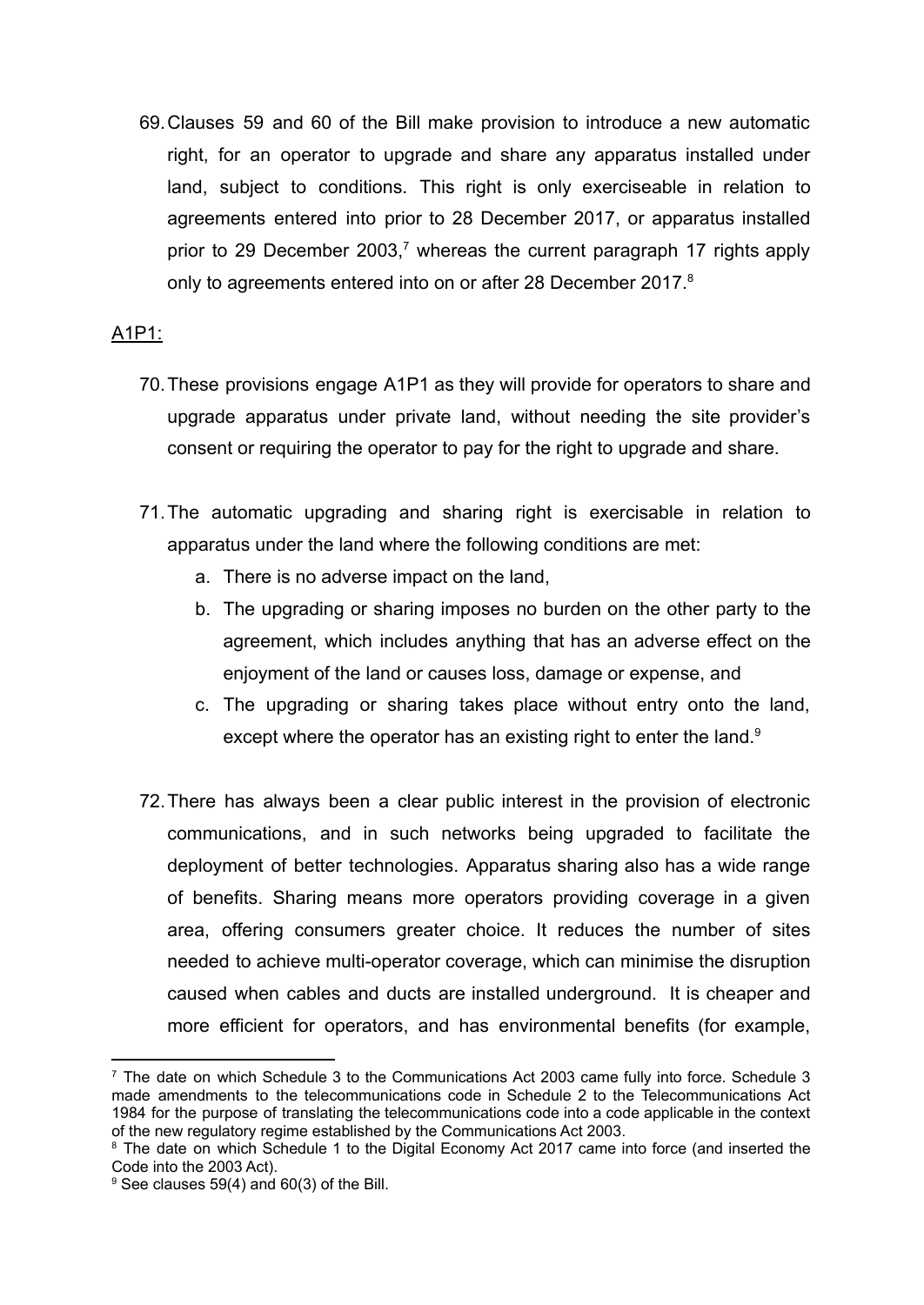69. Clauses 59 and 60 of the Bill make provision to introduce a new automatic right, for an operator to upgrade and share any apparatus installed under land, subject to conditions. This right is only exerciseable in relation to agreements entered into prior to 28 December 2017, or apparatus installed prior to 29 December 2003,[7] whereas the current paragraph 17 rights apply only to agreements entered into on or after 28 December 2017.[8]

A1P1:

70. These provisions engage A1P1 as they will provide for operators to share and upgrade apparatus under private land, without needing the site provider's consent or requiring the operator to pay for the right to upgrade and share.

71. The automatic upgrading and sharing right is exercisable in relation to apparatus under the land where the following conditions are met:
    a. There is no adverse impact on the land,
    b. The upgrading or sharing imposes no burden on the other party to the agreement, which includes anything that has an adverse effect on the enjoyment of the land or causes loss, damage or expense, and
    c. The upgrading or sharing takes place without entry onto the land, except where the operator has an existing right to enter the land.[9]

72. There has always been a clear public interest in the provision of electronic communications, and in such networks being upgraded to facilitate the deployment of better technologies. Apparatus sharing also has a wide range of benefits. Sharing means more operators providing coverage in a given area, offering consumers greater choice. It reduces the number of sites needed to achieve multi-operator coverage, which can minimise the disruption caused when cables and ducts are installed underground. It is cheaper and more efficient for operators, and has environmental benefits (for example,

---

[7] The date on which Schedule 3 to the Communications Act 2003 came fully into force. Schedule 3 made amendments to the telecommunications code in Schedule 2 to the Telecommunications Act 1984 for the purpose of translating the telecommunications code into a code applicable in the context of the new regulatory regime established by the Communications Act 2003.

[8] The date on which Schedule 1 to the Digital Economy Act 2017 came into force (and inserted the Code into the 2003 Act).

[9] See clauses 59(4) and 60(3) of the Bill.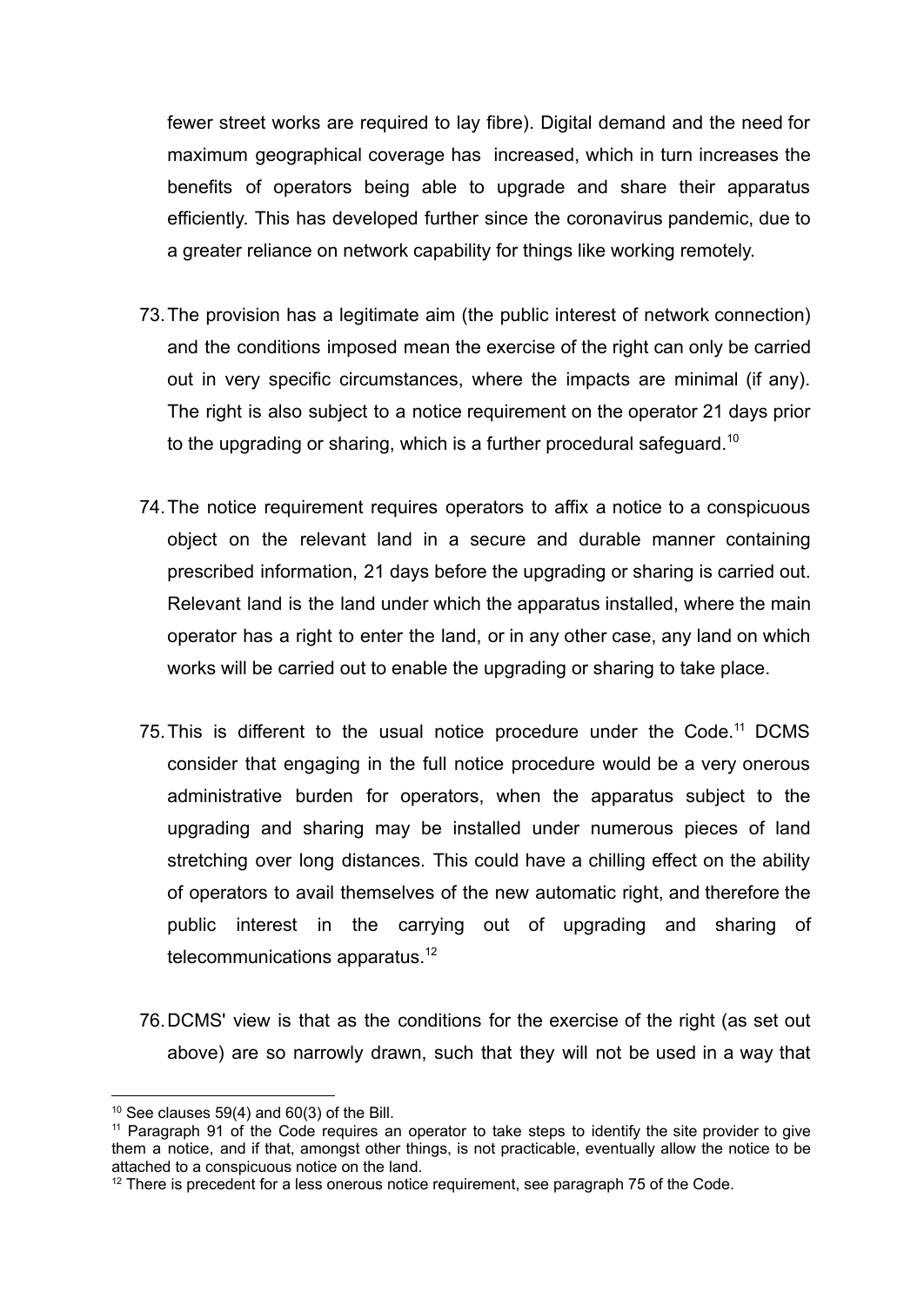fewer street works are required to lay fibre). Digital demand and the need for maximum geographical coverage has increased, which in turn increases the benefits of operators being able to upgrade and share their apparatus efficiently. This has developed further since the coronavirus pandemic, due to a greater reliance on network capability for things like working remotely.

73. The provision has a legitimate aim (the public interest of network connection) and the conditions imposed mean the exercise of the right can only be carried out in very specific circumstances, where the impacts are minimal (if any). The right is also subject to a notice requirement on the operator 21 days prior to the upgrading or sharing, which is a further procedural safeguard.[10]

74. The notice requirement requires operators to affix a notice to a conspicuous object on the relevant land in a secure and durable manner containing prescribed information, 21 days before the upgrading or sharing is carried out. Relevant land is the land under which the apparatus installed, where the main operator has a right to enter the land, or in any other case, any land on which works will be carried out to enable the upgrading or sharing to take place.

75. This is different to the usual notice procedure under the Code.[11] DCMS consider that engaging in the full notice procedure would be a very onerous administrative burden for operators, when the apparatus subject to the upgrading and sharing may be installed under numerous pieces of land stretching over long distances. This could have a chilling effect on the ability of operators to avail themselves of the new automatic right, and therefore the public interest in the carrying out of upgrading and sharing of telecommunications apparatus.[12]

76. DCMS' view is that as the conditions for the exercise of the right (as set out above) are so narrowly drawn, such that they will not be used in a way that

---

[10] See clauses 59(4) and 60(3) of the Bill.

[11] Paragraph 91 of the Code requires an operator to take steps to identify the site provider to give them a notice, and if that, amongst other things, is not practicable, eventually allow the notice to be attached to a conspicuous notice on the land.

[12] There is precedent for a less onerous notice requirement, see paragraph 75 of the Code.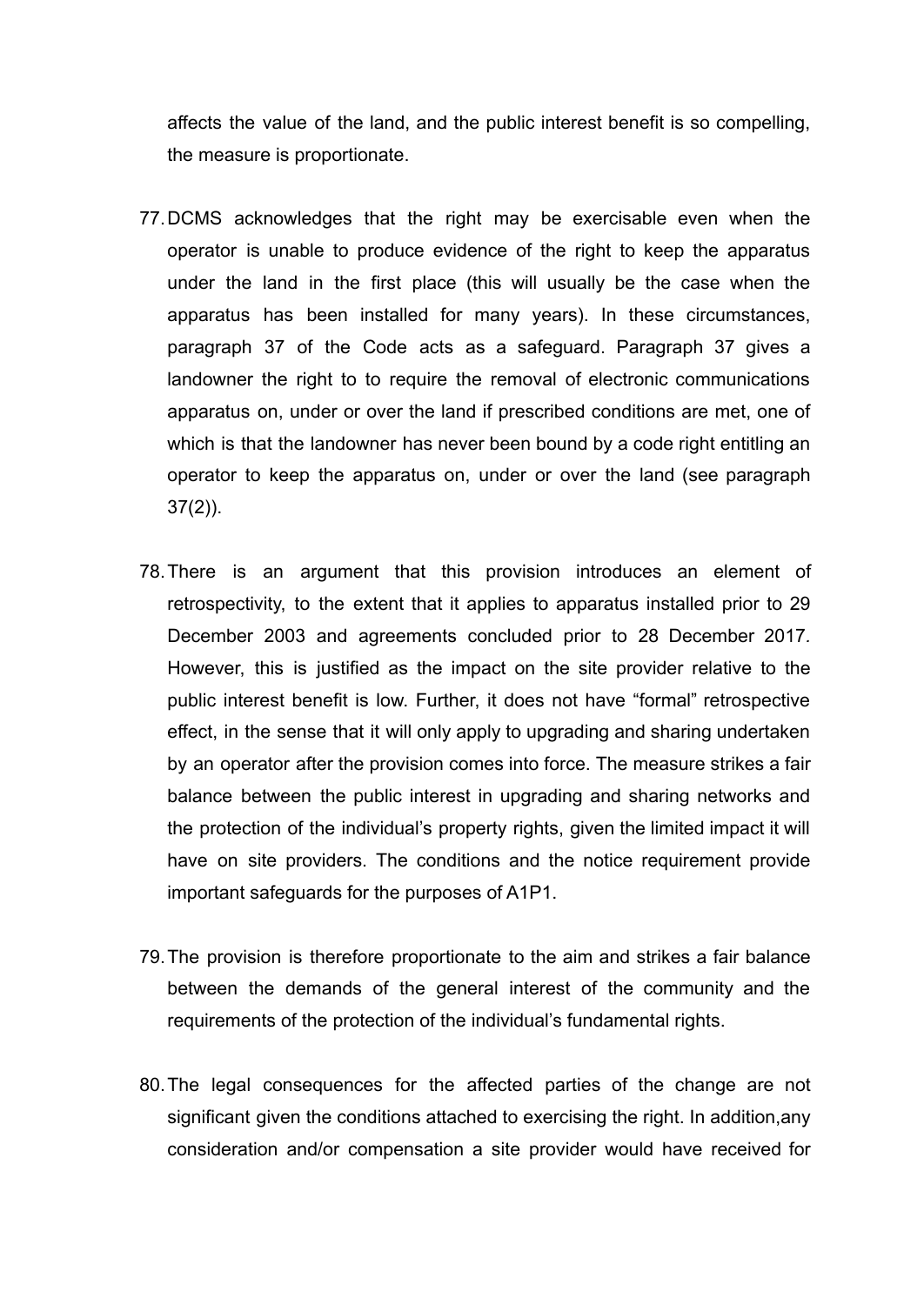affects the value of the land, and the public interest benefit is so compelling, the measure is proportionate.

77. DCMS acknowledges that the right may be exercisable even when the operator is unable to produce evidence of the right to keep the apparatus under the land in the first place (this will usually be the case when the apparatus has been installed for many years). In these circumstances, paragraph 37 of the Code acts as a safeguard. Paragraph 37 gives a landowner the right to to require the removal of electronic communications apparatus on, under or over the land if prescribed conditions are met, one of which is that the landowner has never been bound by a code right entitling an operator to keep the apparatus on, under or over the land (see paragraph 37(2)).

78. There is an argument that this provision introduces an element of retrospectivity, to the extent that it applies to apparatus installed prior to 29 December 2003 and agreements concluded prior to 28 December 2017. However, this is justified as the impact on the site provider relative to the public interest benefit is low. Further, it does not have "formal" retrospective effect, in the sense that it will only apply to upgrading and sharing undertaken by an operator after the provision comes into force. The measure strikes a fair balance between the public interest in upgrading and sharing networks and the protection of the individual's property rights, given the limited impact it will have on site providers. The conditions and the notice requirement provide important safeguards for the purposes of A1P1.

79. The provision is therefore proportionate to the aim and strikes a fair balance between the demands of the general interest of the community and the requirements of the protection of the individual's fundamental rights.

80. The legal consequences for the affected parties of the change are not significant given the conditions attached to exercising the right. In addition,any consideration and/or compensation a site provider would have received for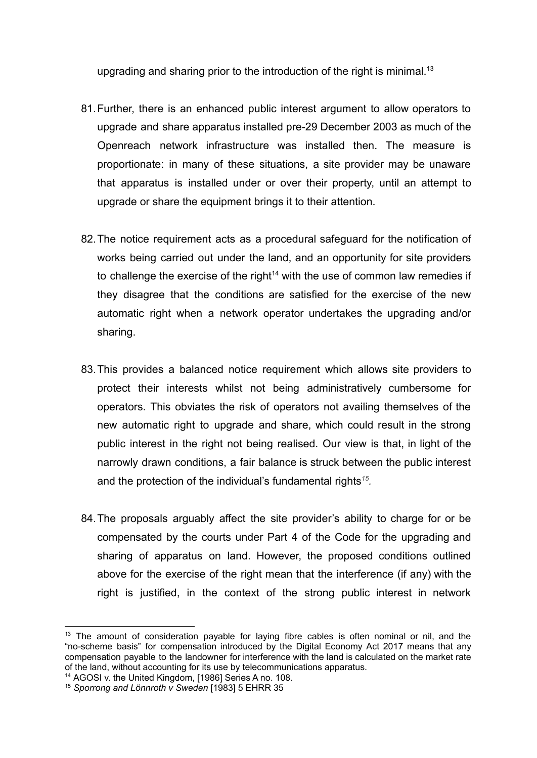upgrading and sharing prior to the introduction of the right is minimal.[13]

81. Further, there is an enhanced public interest argument to allow operators to upgrade and share apparatus installed pre-29 December 2003 as much of the Openreach network infrastructure was installed then. The measure is proportionate: in many of these situations, a site provider may be unaware that apparatus is installed under or over their property, until an attempt to upgrade or share the equipment brings it to their attention.

82. The notice requirement acts as a procedural safeguard for the notification of works being carried out under the land, and an opportunity for site providers to challenge the exercise of the right[14] with the use of common law remedies if they disagree that the conditions are satisfied for the exercise of the new automatic right when a network operator undertakes the upgrading and/or sharing.

83. This provides a balanced notice requirement which allows site providers to protect their interests whilst not being administratively cumbersome for operators. This obviates the risk of operators not availing themselves of the new automatic right to upgrade and share, which could result in the strong public interest in the right not being realised. Our view is that, in light of the narrowly drawn conditions, a fair balance is struck between the public interest and the protection of the individual's fundamental rights[15].

84. The proposals arguably affect the site provider's ability to charge for or be compensated by the courts under Part 4 of the Code for the upgrading and sharing of apparatus on land. However, the proposed conditions outlined above for the exercise of the right mean that the interference (if any) with the right is justified, in the context of the strong public interest in network

---

[13] The amount of consideration payable for laying fibre cables is often nominal or nil, and the "no-scheme basis" for compensation introduced by the Digital Economy Act 2017 means that any compensation payable to the landowner for interference with the land is calculated on the market rate of the land, without accounting for its use by telecommunications apparatus.

[14] AGOSI v. the United Kingdom, [1986] Series A no. 108.

[15] *Sporrong and Lönnroth v Sweden* [1983] 5 EHRR 35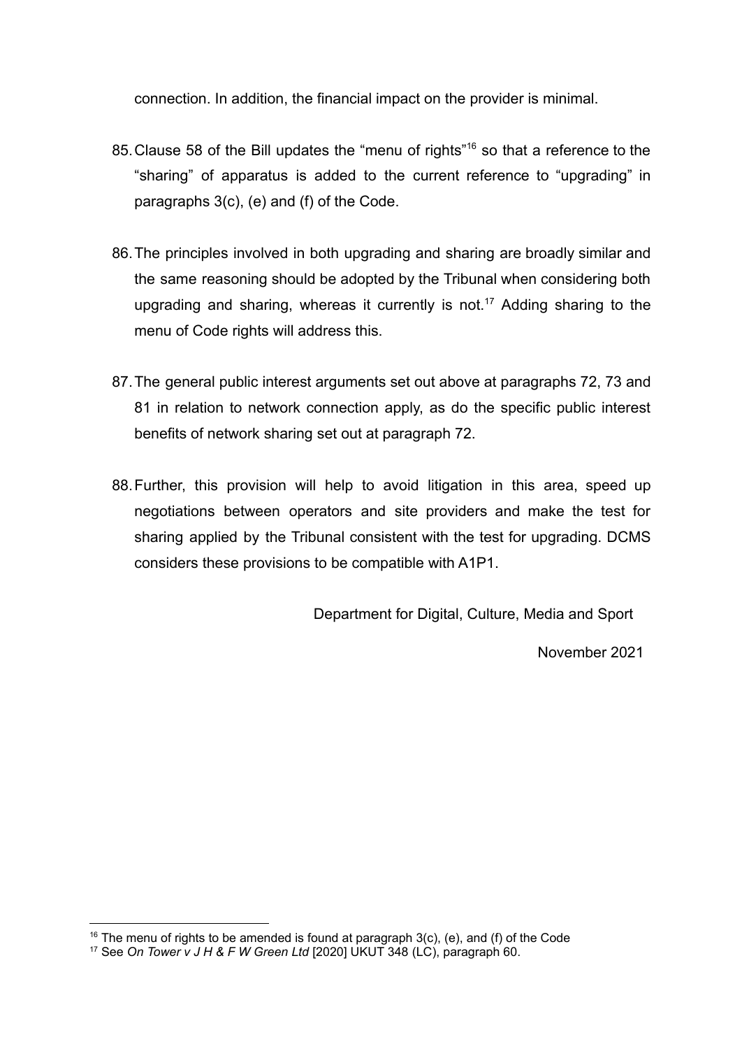connection. In addition, the financial impact on the provider is minimal.

85. Clause 58 of the Bill updates the "menu of rights"[16] so that a reference to the "sharing" of apparatus is added to the current reference to "upgrading" in paragraphs 3(c), (e) and (f) of the Code.

86. The principles involved in both upgrading and sharing are broadly similar and the same reasoning should be adopted by the Tribunal when considering both upgrading and sharing, whereas it currently is not.[17] Adding sharing to the menu of Code rights will address this.

87. The general public interest arguments set out above at paragraphs 72, 73 and 81 in relation to network connection apply, as do the specific public interest benefits of network sharing set out at paragraph 72.

88. Further, this provision will help to avoid litigation in this area, speed up negotiations between operators and site providers and make the test for sharing applied by the Tribunal consistent with the test for upgrading. DCMS considers these provisions to be compatible with A1P1.

Department for Digital, Culture, Media and Sport

November 2021

---

[16] The menu of rights to be amended is found at paragraph 3(c), (e), and (f) of the Code

[17] See *On Tower v J H & F W Green Ltd* [2020] UKUT 348 (LC), paragraph 60.